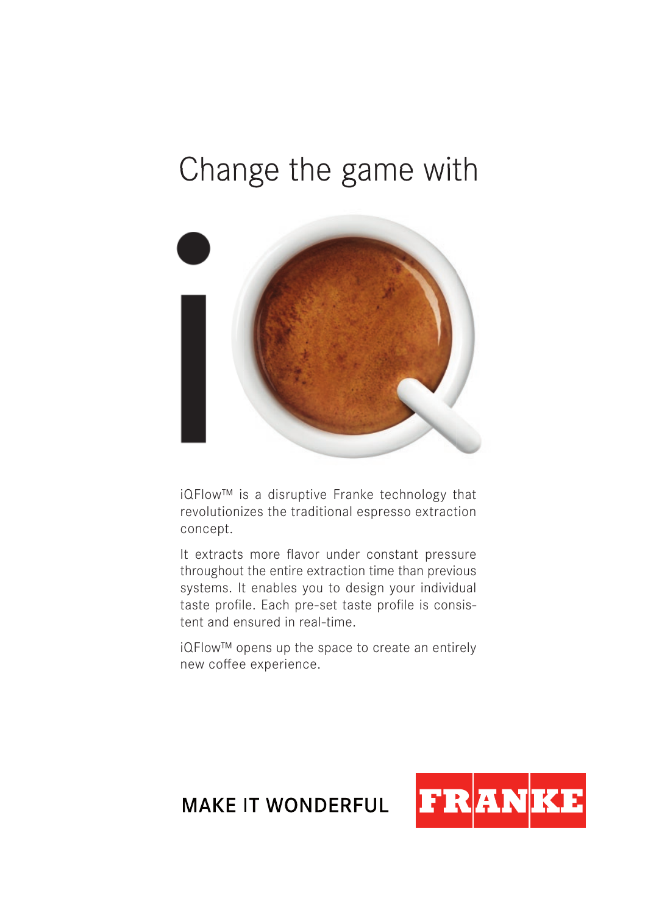# Change the game with

iQFlow™ is a disruptive Franke technology that revolutionizes the traditional espresso extraction concept.

It extracts more flavor under constant pressure throughout the entire extraction time than previous systems. It enables you to design your individual taste profile. Each pre-set taste profile is consistent and ensured in real-time.

iQFlow™ opens up the space to create an entirely new coffee experience.

MAKE IT WONDERFUL

FRANKE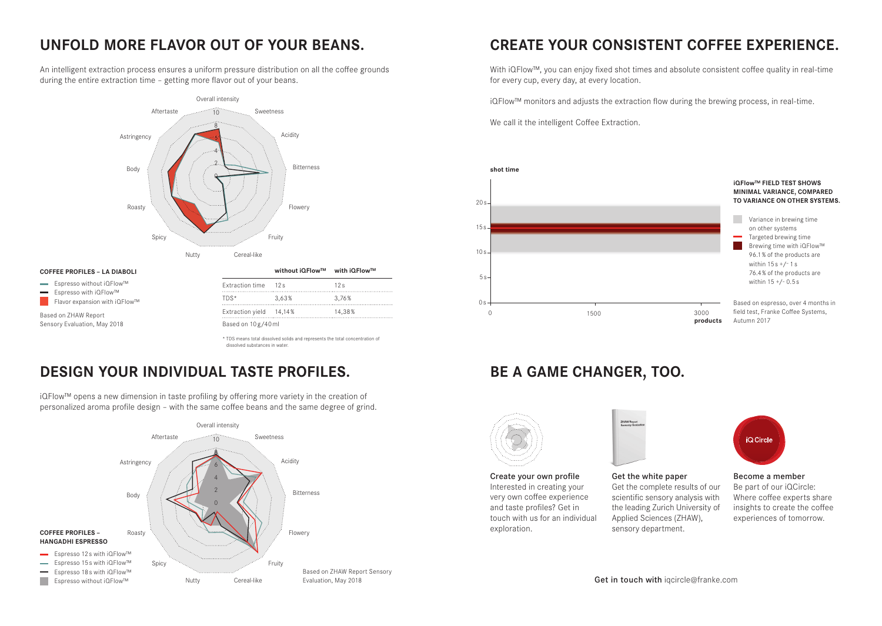## UNFOLD MORE FLAVOR OUT OF YOUR BEANS.

An intelligent extraction process ensures a uniform pressure distribution on all the coffee grounds during the entire extraction time – getting more flavor out of your beans.

**COFFEE PROFILES – LA DIABOLI**

- Espresso without iQFlow™
- Espresso with iQFlow™
- Flavor expansion with iQFlow™

Based on ZHAW Report Sensory Evaluation, May 2018

| | without iQFlow™ | with iQFlow™ |
|---|---|---|
| Extraction time | 12 s | 12 s |
| TDS* | 3,63% | 3,76% |
| Extraction yield | 14,14% | 14,38% |

Based on 10 g/40 ml

\* TDS means total dissolved solids and represents the total concentration of dissolved substances in water.

## DESIGN YOUR INDIVIDUAL TASTE PROFILES.

iQFlow™ opens a new dimension in taste profiling by offering more variety in the creation of personalized aroma profile design – with the same coffee beans and the same degree of grind.

**COFFEE PROFILES – HANGADHI ESPRESSO**

- Espresso 12 s with iQFlow™
- Espresso 15 s with iQFlow™
- Espresso 18 s with iQFlow™
- Espresso without iQFlow™

Based on ZHAW Report Sensory Evaluation, May 2018

## CREATE YOUR CONSISTENT COFFEE EXPERIENCE.

With iQFlow™, you can enjoy fixed shot times and absolute consistent coffee quality in real-time for every cup, every day, at every location.

iQFlow™ monitors and adjusts the extraction flow during the brewing process, in real-time.

We call it the intelligent Coffee Extraction.

**iQFlow™ FIELD TEST SHOWS MINIMAL VARIANCE, COMPARED TO VARIANCE ON OTHER SYSTEMS.**

- Variance in brewing time on other systems
- Targeted brewing time
- Brewing time with iQFlow™ 96.1% of the products are within 15 s +/- 1 s 76.4% of the products are within 15 +/- 0.5 s

Based on espresso, over 4 months in field test, Franke Coffee Systems, Autumn 2017

## BE A GAME CHANGER, TOO.

**Create your own profile**
Interested in creating your very own coffee experience and taste profiles? Get in touch with us for an individual exploration.

**Get the white paper**
Get the complete results of our scientific sensory analysis with the leading Zurich University of Applied Sciences (ZHAW), sensory department.

**Become a member**
Be part of our iQCircle: Where coffee experts share insights to create the coffee experiences of tomorrow.

**Get in touch with** iqcircle@franke.com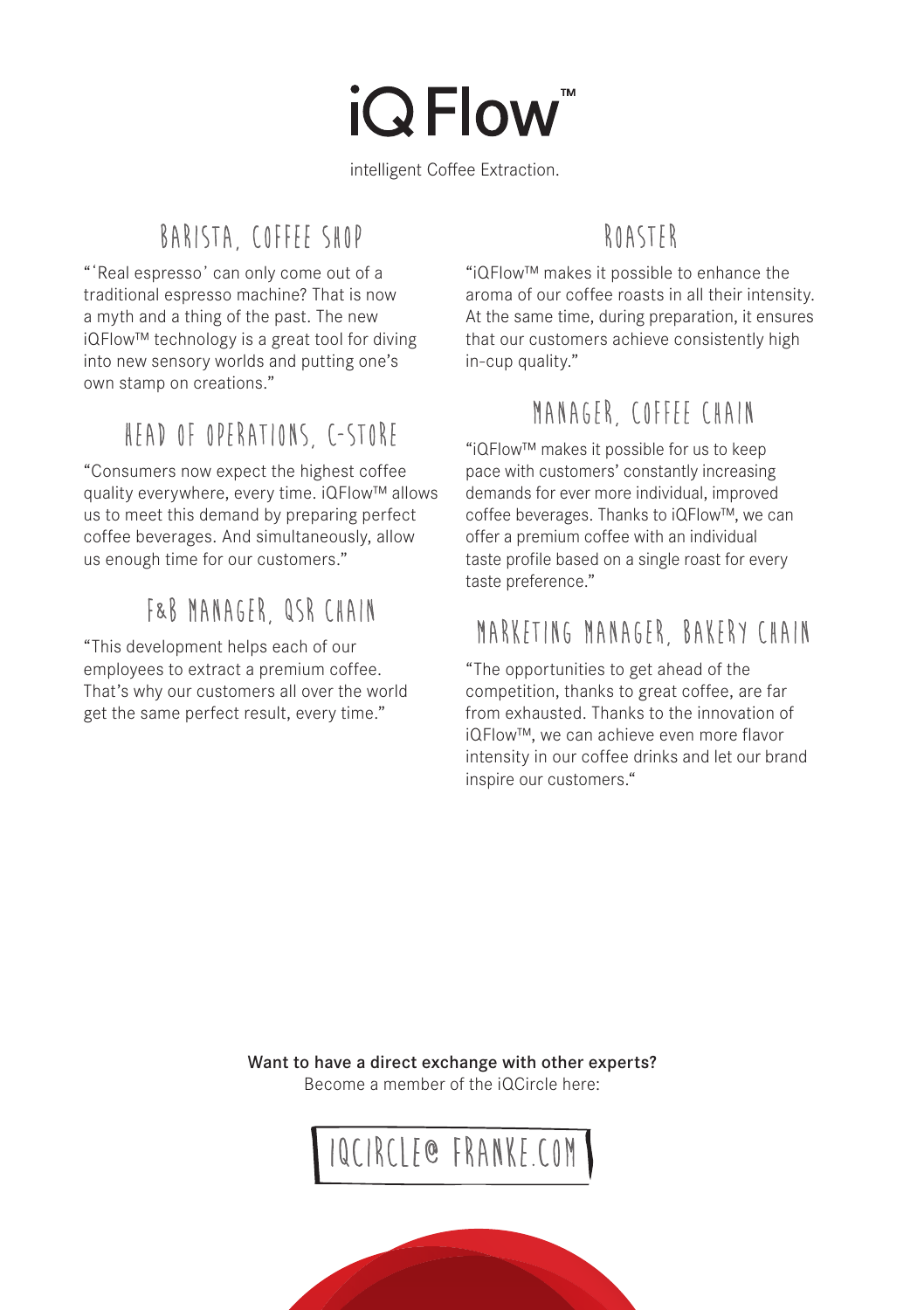# iQ Flow™

intelligent Coffee Extraction.

## BARISTA, COFFEE SHOP

"'Real espresso' can only come out of a traditional espresso machine? That is now a myth and a thing of the past. The new iQFlow™ technology is a great tool for diving into new sensory worlds and putting one's own stamp on creations."

## HEAD OF OPERATIONS, C-STORE

"Consumers now expect the highest coffee quality everywhere, every time. iQFlow™ allows us to meet this demand by preparing perfect coffee beverages. And simultaneously, allow us enough time for our customers."

## F&B MANAGER, QSR CHAIN

"This development helps each of our employees to extract a premium coffee. That's why our customers all over the world get the same perfect result, every time."

## ROASTER

"iQFlow™ makes it possible to enhance the aroma of our coffee roasts in all their intensity. At the same time, during preparation, it ensures that our customers achieve consistently high in-cup quality."

## MANAGER, COFFEE CHAIN

"iQFlow™ makes it possible for us to keep pace with customers' constantly increasing demands for ever more individual, improved coffee beverages. Thanks to iQFlow™, we can offer a premium coffee with an individual taste profile based on a single roast for every taste preference."

## MARKETING MANAGER, BAKERY CHAIN

"The opportunities to get ahead of the competition, thanks to great coffee, are far from exhausted. Thanks to the innovation of iQFlow™, we can achieve even more flavor intensity in our coffee drinks and let our brand inspire our customers."

**Want to have a direct exchange with other experts?**

Become a member of the iQCircle here:

IQCIRCLE@FRANKE.COM